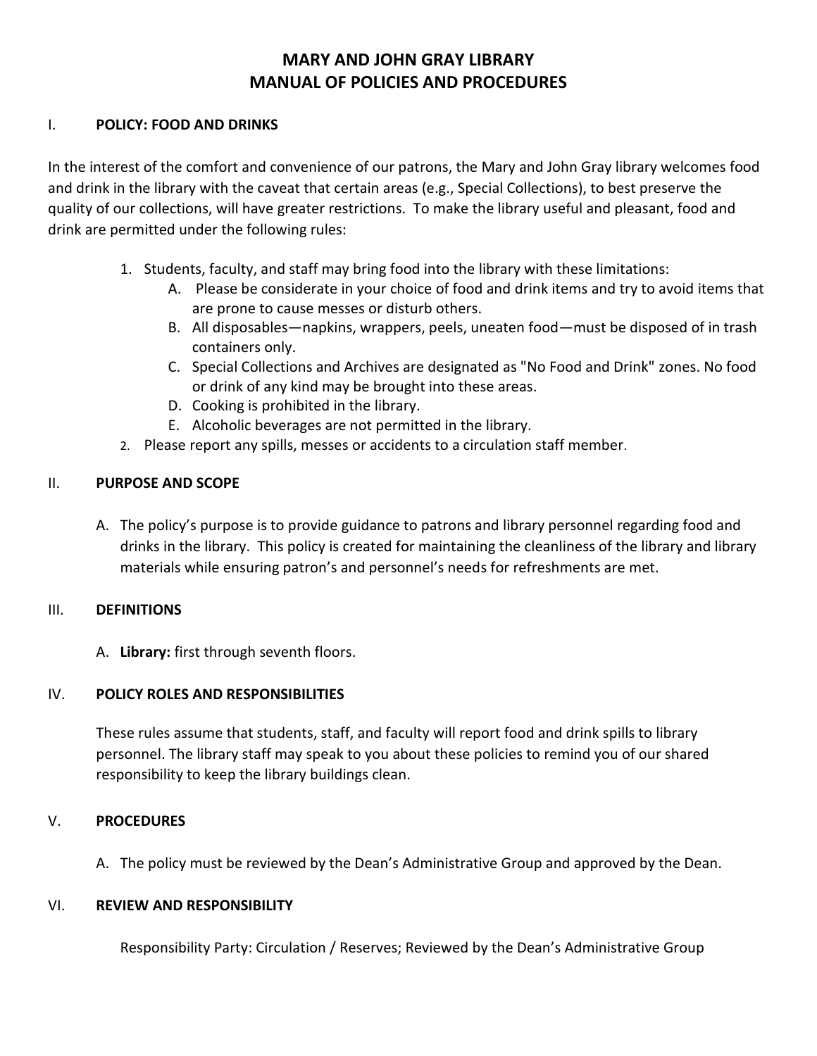# MARY AND JOHN GRAY LIBRARY
# MANUAL OF POLICIES AND PROCEDURES

## I. POLICY: FOOD AND DRINKS

In the interest of the comfort and convenience of our patrons, the Mary and John Gray library welcomes food and drink in the library with the caveat that certain areas (e.g., Special Collections), to best preserve the quality of our collections, will have greater restrictions. To make the library useful and pleasant, food and drink are permitted under the following rules:

1. Students, faculty, and staff may bring food into the library with these limitations:
   - A. Please be considerate in your choice of food and drink items and try to avoid items that are prone to cause messes or disturb others.
   - B. All disposables—napkins, wrappers, peels, uneaten food—must be disposed of in trash containers only.
   - C. Special Collections and Archives are designated as "No Food and Drink" zones. No food or drink of any kind may be brought into these areas.
   - D. Cooking is prohibited in the library.
   - E. Alcoholic beverages are not permitted in the library.
2. Please report any spills, messes or accidents to a circulation staff member.

## II. PURPOSE AND SCOPE

A. The policy's purpose is to provide guidance to patrons and library personnel regarding food and drinks in the library. This policy is created for maintaining the cleanliness of the library and library materials while ensuring patron's and personnel's needs for refreshments are met.

## III. DEFINITIONS

A. **Library:** first through seventh floors.

## IV. POLICY ROLES AND RESPONSIBILITIES

These rules assume that students, staff, and faculty will report food and drink spills to library personnel. The library staff may speak to you about these policies to remind you of our shared responsibility to keep the library buildings clean.

## V. PROCEDURES

A. The policy must be reviewed by the Dean's Administrative Group and approved by the Dean.

## VI. REVIEW AND RESPONSIBILITY

Responsibility Party: Circulation / Reserves; Reviewed by the Dean's Administrative Group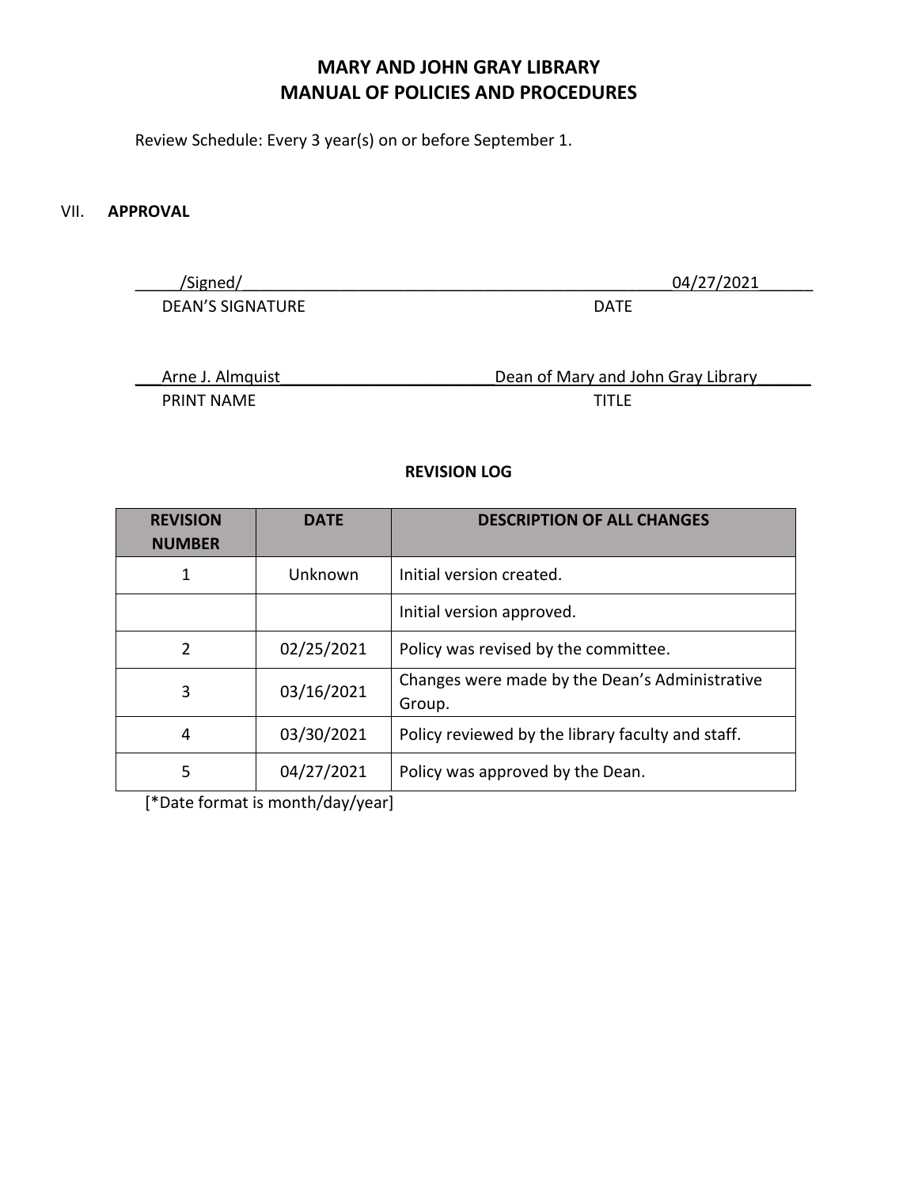# MARY AND JOHN GRAY LIBRARY
# MANUAL OF POLICIES AND PROCEDURES

Review Schedule: Every 3 year(s) on or before September 1.

## VII. **APPROVAL**

_____/Signed/___________________________________________________04/27/2021______
DEAN'S SIGNATURE DATE

___Arne J. Almquist________________________Dean of Mary and John Gray Library______
PRINT NAME TITLE

**REVISION LOG**

| REVISION NUMBER | DATE | DESCRIPTION OF ALL CHANGES |
|---|---|---|
| 1 | Unknown | Initial version created. |
| | | Initial version approved. |
| 2 | 02/25/2021 | Policy was revised by the committee. |
| 3 | 03/16/2021 | Changes were made by the Dean's Administrative Group. |
| 4 | 03/30/2021 | Policy reviewed by the library faculty and staff. |
| 5 | 04/27/2021 | Policy was approved by the Dean. |

[*Date format is month/day/year]